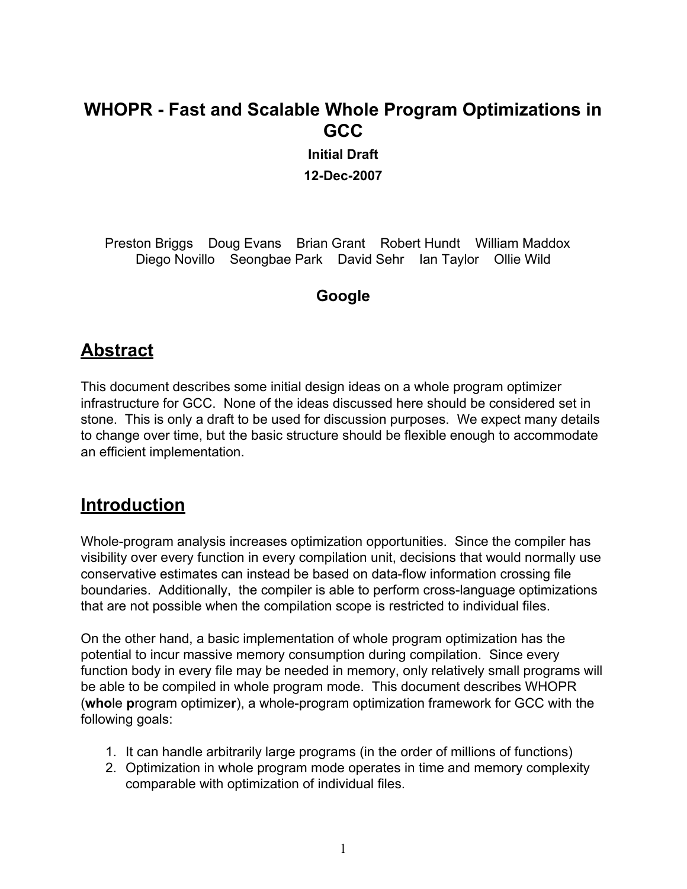# WHOPR - Fast and Scalable Whole Program Optimizations in GCC

**Initial Draft**

**12-Dec-2007**

Preston Briggs Doug Evans Brian Grant Robert Hundt William Maddox Diego Novillo Seongbae Park David Sehr Ian Taylor Ollie Wild

**Google**

## Abstract

This document describes some initial design ideas on a whole program optimizer infrastructure for GCC. None of the ideas discussed here should be considered set in stone. This is only a draft to be used for discussion purposes. We expect many details to change over time, but the basic structure should be flexible enough to accommodate an efficient implementation.

## Introduction

Whole-program analysis increases optimization opportunities. Since the compiler has visibility over every function in every compilation unit, decisions that would normally use conservative estimates can instead be based on data-flow information crossing file boundaries. Additionally, the compiler is able to perform cross-language optimizations that are not possible when the compilation scope is restricted to individual files.

On the other hand, a basic implementation of whole program optimization has the potential to incur massive memory consumption during compilation. Since every function body in every file may be needed in memory, only relatively small programs will be able to be compiled in whole program mode. This document describes WHOPR (**who**le **p**rogram optimize**r**), a whole-program optimization framework for GCC with the following goals:

1. It can handle arbitrarily large programs (in the order of millions of functions)
2. Optimization in whole program mode operates in time and memory complexity comparable with optimization of individual files.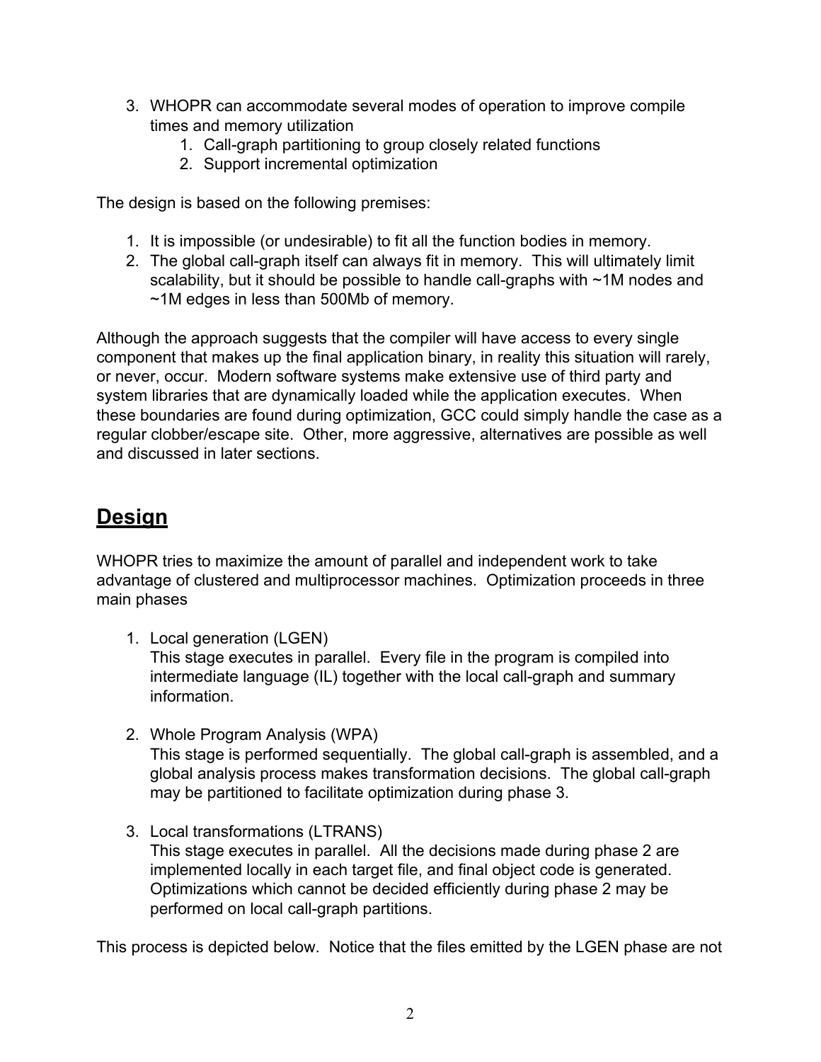3. WHOPR can accommodate several modes of operation to improve compile times and memory utilization
    1. Call-graph partitioning to group closely related functions
    2. Support incremental optimization

The design is based on the following premises:

1. It is impossible (or undesirable) to fit all the function bodies in memory.
2. The global call-graph itself can always fit in memory. This will ultimately limit scalability, but it should be possible to handle call-graphs with ~1M nodes and ~1M edges in less than 500Mb of memory.

Although the approach suggests that the compiler will have access to every single component that makes up the final application binary, in reality this situation will rarely, or never, occur. Modern software systems make extensive use of third party and system libraries that are dynamically loaded while the application executes. When these boundaries are found during optimization, GCC could simply handle the case as a regular clobber/escape site. Other, more aggressive, alternatives are possible as well and discussed in later sections.

## Design

WHOPR tries to maximize the amount of parallel and independent work to take advantage of clustered and multiprocessor machines. Optimization proceeds in three main phases

1. Local generation (LGEN)
   This stage executes in parallel. Every file in the program is compiled into intermediate language (IL) together with the local call-graph and summary information.

2. Whole Program Analysis (WPA)
   This stage is performed sequentially. The global call-graph is assembled, and a global analysis process makes transformation decisions. The global call-graph may be partitioned to facilitate optimization during phase 3.

3. Local transformations (LTRANS)
   This stage executes in parallel. All the decisions made during phase 2 are implemented locally in each target file, and final object code is generated. Optimizations which cannot be decided efficiently during phase 2 may be performed on local call-graph partitions.

This process is depicted below. Notice that the files emitted by the LGEN phase are not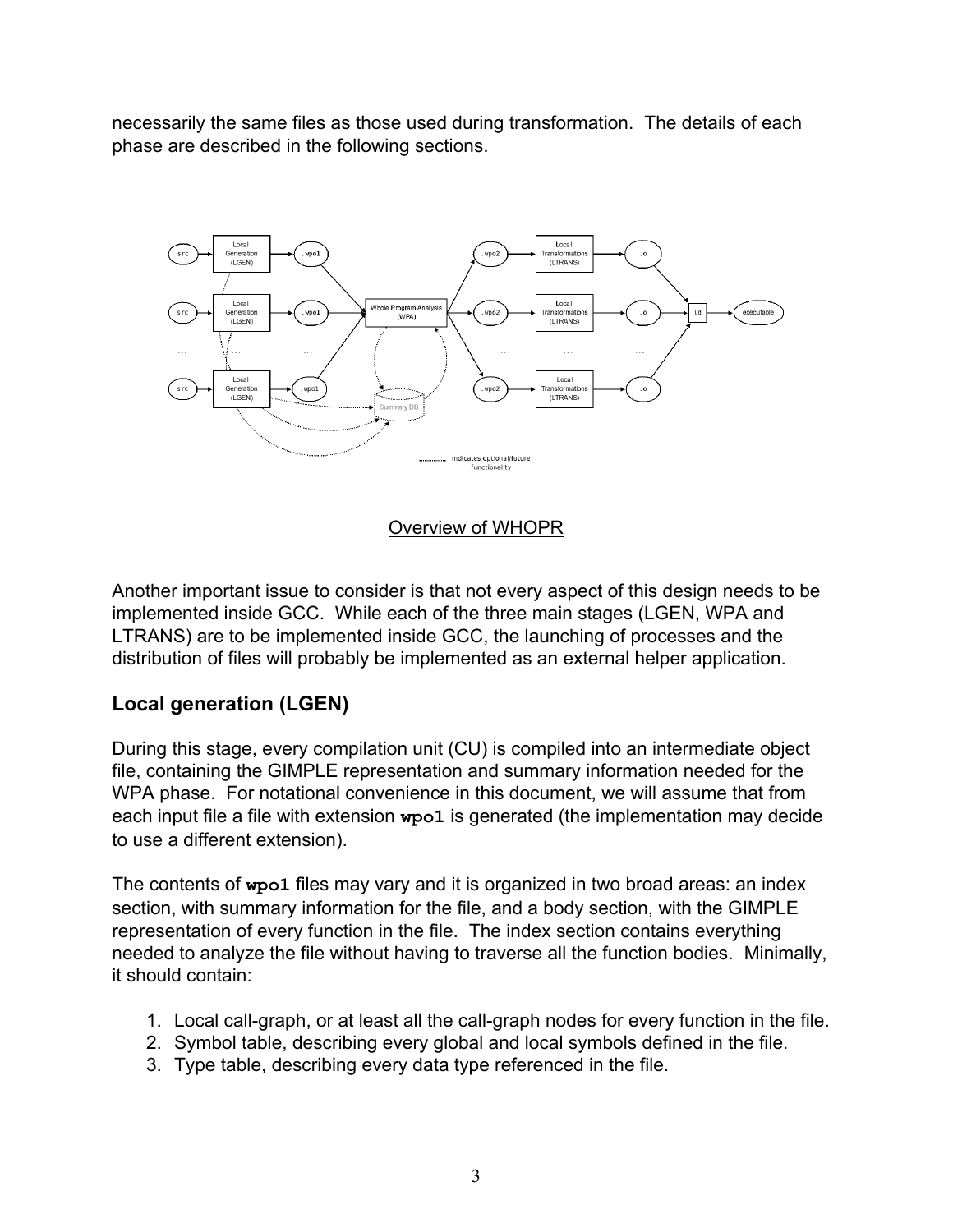necessarily the same files as those used during transformation. The details of each phase are described in the following sections.

Overview of WHOPR

Another important issue to consider is that not every aspect of this design needs to be implemented inside GCC. While each of the three main stages (LGEN, WPA and LTRANS) are to be implemented inside GCC, the launching of processes and the distribution of files will probably be implemented as an external helper application.

## Local generation (LGEN)

During this stage, every compilation unit (CU) is compiled into an intermediate object file, containing the GIMPLE representation and summary information needed for the WPA phase. For notational convenience in this document, we will assume that from each input file a file with extension **`wpo1`** is generated (the implementation may decide to use a different extension).

The contents of **`wpo1`** files may vary and it is organized in two broad areas: an index section, with summary information for the file, and a body section, with the GIMPLE representation of every function in the file. The index section contains everything needed to analyze the file without having to traverse all the function bodies. Minimally, it should contain:

1. Local call-graph, or at least all the call-graph nodes for every function in the file.
2. Symbol table, describing every global and local symbols defined in the file.
3. Type table, describing every data type referenced in the file.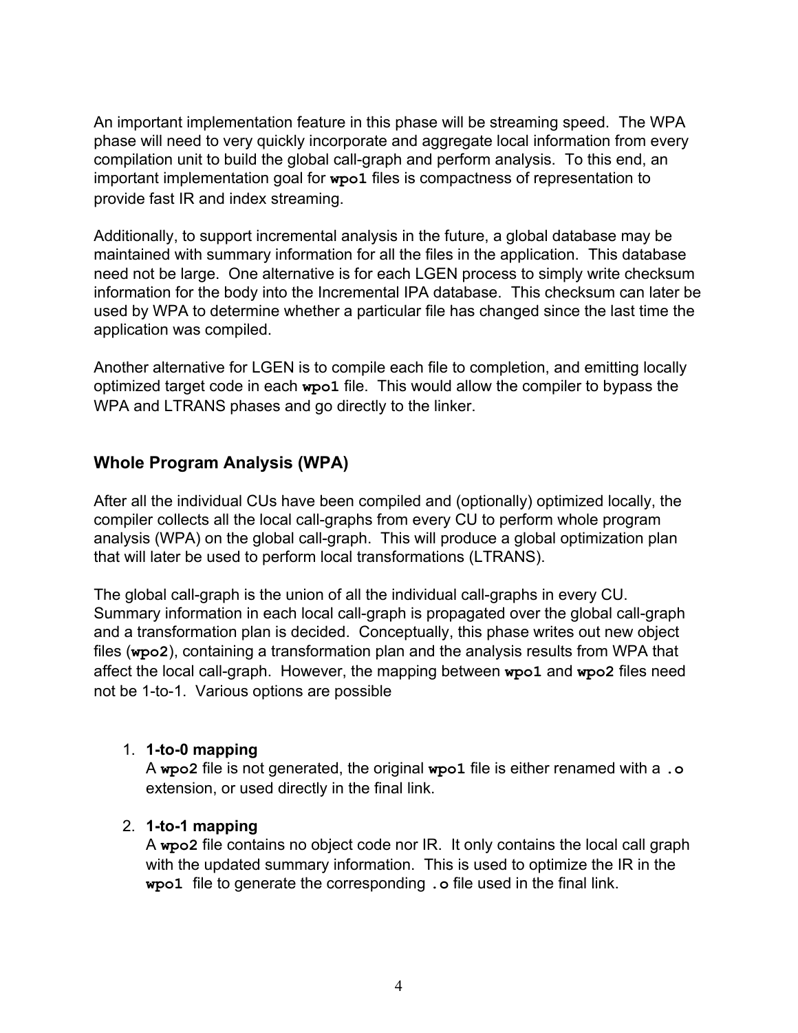An important implementation feature in this phase will be streaming speed. The WPA phase will need to very quickly incorporate and aggregate local information from every compilation unit to build the global call-graph and perform analysis. To this end, an important implementation goal for **`wpo1`** files is compactness of representation to provide fast IR and index streaming.

Additionally, to support incremental analysis in the future, a global database may be maintained with summary information for all the files in the application. This database need not be large. One alternative is for each LGEN process to simply write checksum information for the body into the Incremental IPA database. This checksum can later be used by WPA to determine whether a particular file has changed since the last time the application was compiled.

Another alternative for LGEN is to compile each file to completion, and emitting locally optimized target code in each **`wpo1`** file. This would allow the compiler to bypass the WPA and LTRANS phases and go directly to the linker.

## Whole Program Analysis (WPA)

After all the individual CUs have been compiled and (optionally) optimized locally, the compiler collects all the local call-graphs from every CU to perform whole program analysis (WPA) on the global call-graph. This will produce a global optimization plan that will later be used to perform local transformations (LTRANS).

The global call-graph is the union of all the individual call-graphs in every CU. Summary information in each local call-graph is propagated over the global call-graph and a transformation plan is decided. Conceptually, this phase writes out new object files (**`wpo2`**), containing a transformation plan and the analysis results from WPA that affect the local call-graph. However, the mapping between **`wpo1`** and **`wpo2`** files need not be 1-to-1. Various options are possible

1. **1-to-0 mapping**
   A **`wpo2`** file is not generated, the original **`wpo1`** file is either renamed with a **`.o`** extension, or used directly in the final link.

2. **1-to-1 mapping**
   A **`wpo2`** file contains no object code nor IR. It only contains the local call graph with the updated summary information. This is used to optimize the IR in the **`wpo1`** file to generate the corresponding **`.o`** file used in the final link.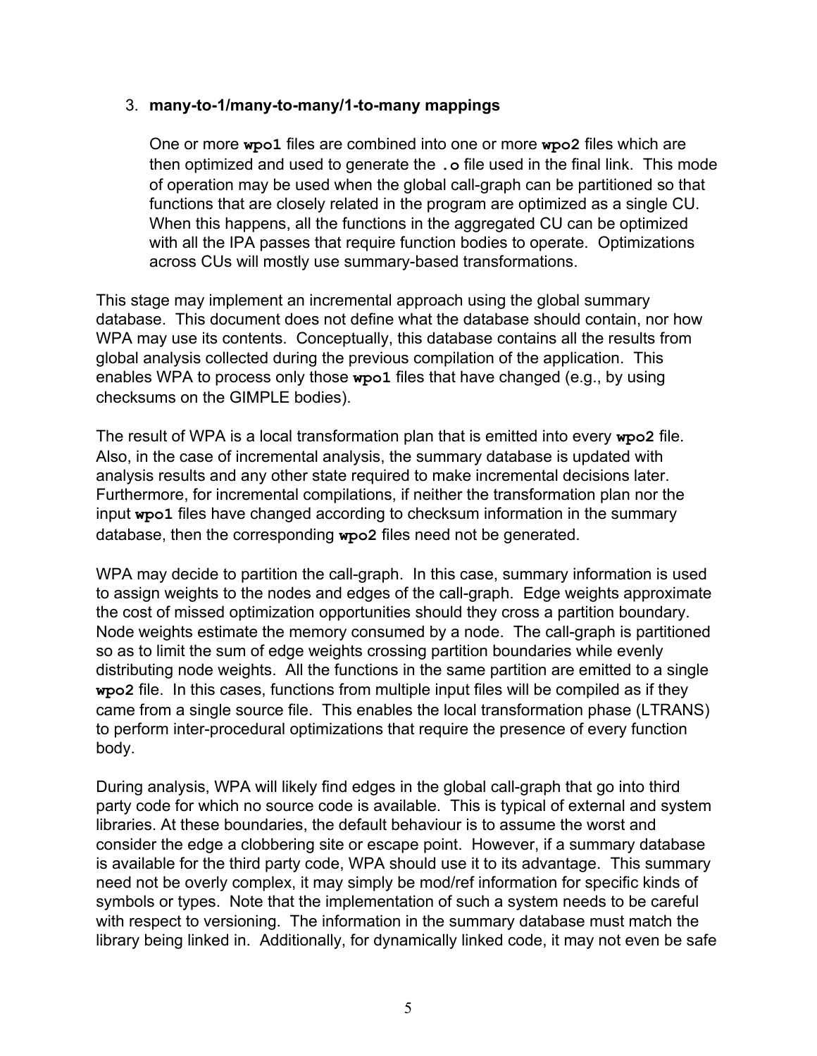3. **many-to-1/many-to-many/1-to-many mappings**

   One or more `wpo1` files are combined into one or more `wpo2` files which are then optimized and used to generate the `.o` file used in the final link. This mode of operation may be used when the global call-graph can be partitioned so that functions that are closely related in the program are optimized as a single CU. When this happens, all the functions in the aggregated CU can be optimized with all the IPA passes that require function bodies to operate. Optimizations across CUs will mostly use summary-based transformations.

This stage may implement an incremental approach using the global summary database. This document does not define what the database should contain, nor how WPA may use its contents. Conceptually, this database contains all the results from global analysis collected during the previous compilation of the application. This enables WPA to process only those `wpo1` files that have changed (e.g., by using checksums on the GIMPLE bodies).

The result of WPA is a local transformation plan that is emitted into every `wpo2` file. Also, in the case of incremental analysis, the summary database is updated with analysis results and any other state required to make incremental decisions later. Furthermore, for incremental compilations, if neither the transformation plan nor the input `wpo1` files have changed according to checksum information in the summary database, then the corresponding `wpo2` files need not be generated.

WPA may decide to partition the call-graph. In this case, summary information is used to assign weights to the nodes and edges of the call-graph. Edge weights approximate the cost of missed optimization opportunities should they cross a partition boundary. Node weights estimate the memory consumed by a node. The call-graph is partitioned so as to limit the sum of edge weights crossing partition boundaries while evenly distributing node weights. All the functions in the same partition are emitted to a single `wpo2` file. In this cases, functions from multiple input files will be compiled as if they came from a single source file. This enables the local transformation phase (LTRANS) to perform inter-procedural optimizations that require the presence of every function body.

During analysis, WPA will likely find edges in the global call-graph that go into third party code for which no source code is available. This is typical of external and system libraries. At these boundaries, the default behaviour is to assume the worst and consider the edge a clobbering site or escape point. However, if a summary database is available for the third party code, WPA should use it to its advantage. This summary need not be overly complex, it may simply be mod/ref information for specific kinds of symbols or types. Note that the implementation of such a system needs to be careful with respect to versioning. The information in the summary database must match the library being linked in. Additionally, for dynamically linked code, it may not even be safe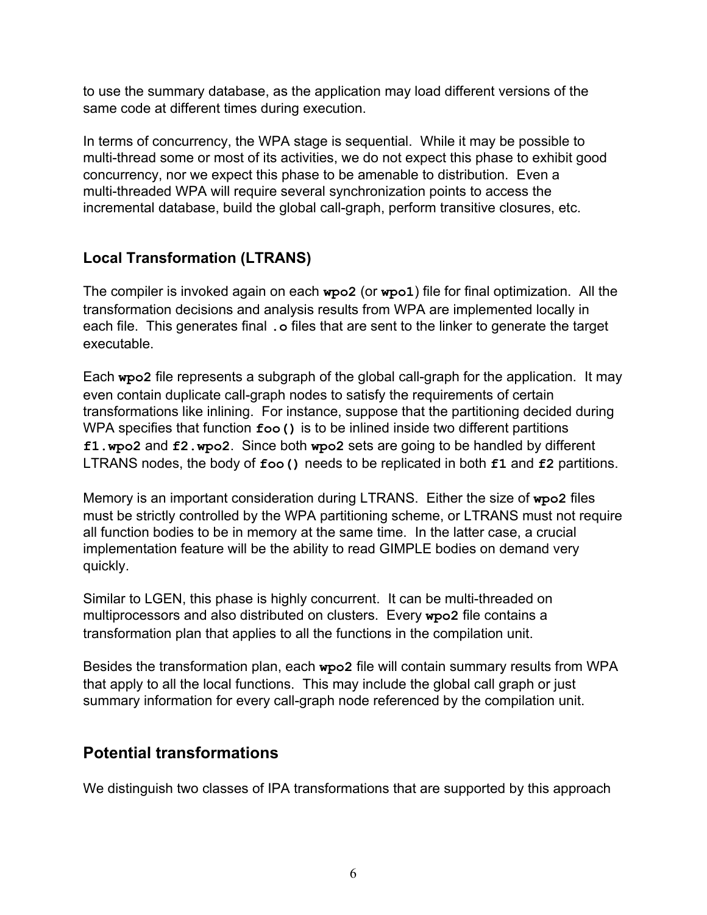to use the summary database, as the application may load different versions of the same code at different times during execution.

In terms of concurrency, the WPA stage is sequential. While it may be possible to multi-thread some or most of its activities, we do not expect this phase to exhibit good concurrency, nor we expect this phase to be amenable to distribution. Even a multi-threaded WPA will require several synchronization points to access the incremental database, build the global call-graph, perform transitive closures, etc.

### Local Transformation (LTRANS)

The compiler is invoked again on each **`wpo2`** (or **`wpo1`**) file for final optimization. All the transformation decisions and analysis results from WPA are implemented locally in each file. This generates final **`.o`** files that are sent to the linker to generate the target executable.

Each **`wpo2`** file represents a subgraph of the global call-graph for the application. It may even contain duplicate call-graph nodes to satisfy the requirements of certain transformations like inlining. For instance, suppose that the partitioning decided during WPA specifies that function **`foo()`** is to be inlined inside two different partitions **`f1.wpo2`** and **`f2.wpo2`**. Since both **`wpo2`** sets are going to be handled by different LTRANS nodes, the body of **`foo()`** needs to be replicated in both **`f1`** and **`f2`** partitions.

Memory is an important consideration during LTRANS. Either the size of **`wpo2`** files must be strictly controlled by the WPA partitioning scheme, or LTRANS must not require all function bodies to be in memory at the same time. In the latter case, a crucial implementation feature will be the ability to read GIMPLE bodies on demand very quickly.

Similar to LGEN, this phase is highly concurrent. It can be multi-threaded on multiprocessors and also distributed on clusters. Every **`wpo2`** file contains a transformation plan that applies to all the functions in the compilation unit.

Besides the transformation plan, each **`wpo2`** file will contain summary results from WPA that apply to all the local functions. This may include the global call graph or just summary information for every call-graph node referenced by the compilation unit.

## Potential transformations

We distinguish two classes of IPA transformations that are supported by this approach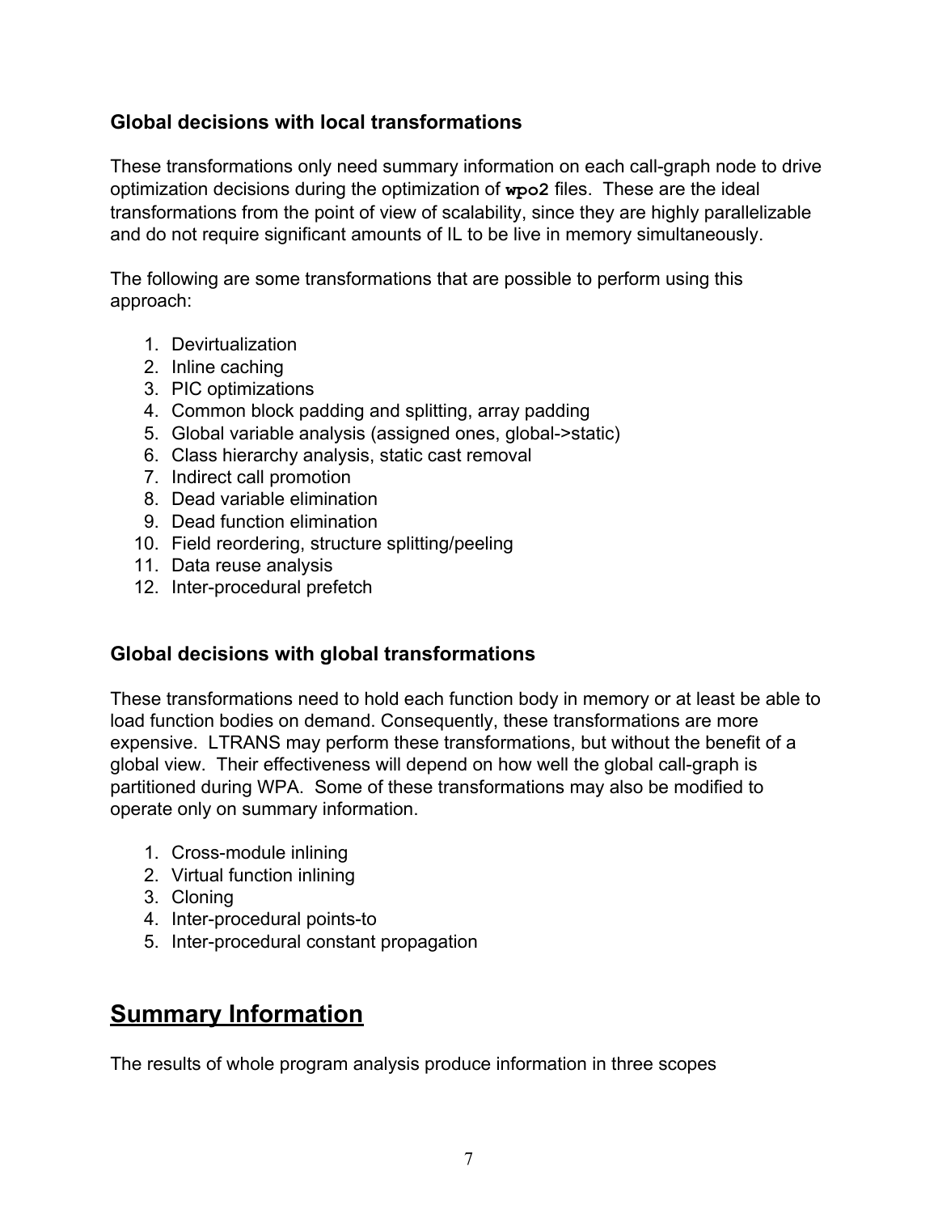### Global decisions with local transformations

These transformations only need summary information on each call-graph node to drive optimization decisions during the optimization of **`wpo2`** files. These are the ideal transformations from the point of view of scalability, since they are highly parallelizable and do not require significant amounts of IL to be live in memory simultaneously.

The following are some transformations that are possible to perform using this approach:

1. Devirtualization
2. Inline caching
3. PIC optimizations
4. Common block padding and splitting, array padding
5. Global variable analysis (assigned ones, global->static)
6. Class hierarchy analysis, static cast removal
7. Indirect call promotion
8. Dead variable elimination
9. Dead function elimination
10. Field reordering, structure splitting/peeling
11. Data reuse analysis
12. Inter-procedural prefetch

### Global decisions with global transformations

These transformations need to hold each function body in memory or at least be able to load function bodies on demand. Consequently, these transformations are more expensive. LTRANS may perform these transformations, but without the benefit of a global view. Their effectiveness will depend on how well the global call-graph is partitioned during WPA. Some of these transformations may also be modified to operate only on summary information.

1. Cross-module inlining
2. Virtual function inlining
3. Cloning
4. Inter-procedural points-to
5. Inter-procedural constant propagation

## Summary Information

The results of whole program analysis produce information in three scopes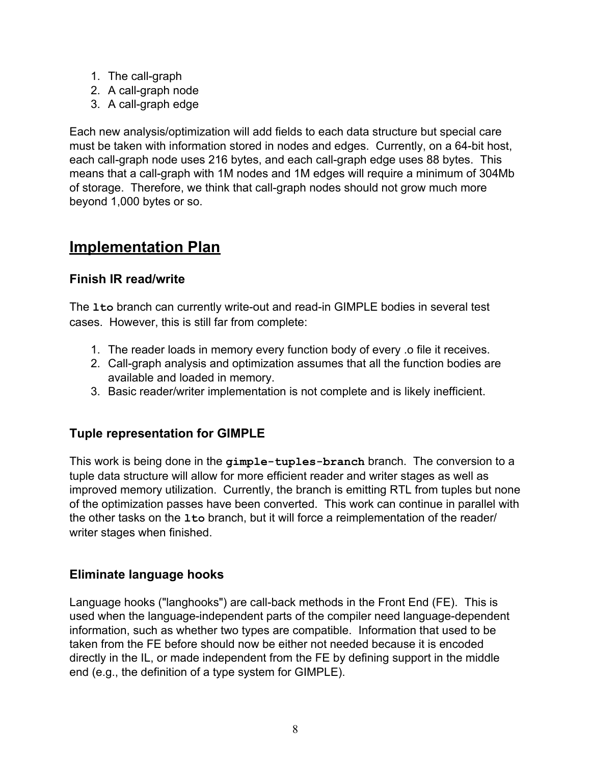1. The call-graph
2. A call-graph node
3. A call-graph edge

Each new analysis/optimization will add fields to each data structure but special care must be taken with information stored in nodes and edges. Currently, on a 64-bit host, each call-graph node uses 216 bytes, and each call-graph edge uses 88 bytes. This means that a call-graph with 1M nodes and 1M edges will require a minimum of 304Mb of storage. Therefore, we think that call-graph nodes should not grow much more beyond 1,000 bytes or so.

## Implementation Plan

### Finish IR read/write

The **`lto`** branch can currently write-out and read-in GIMPLE bodies in several test cases. However, this is still far from complete:

1. The reader loads in memory every function body of every .o file it receives.
2. Call-graph analysis and optimization assumes that all the function bodies are available and loaded in memory.
3. Basic reader/writer implementation is not complete and is likely inefficient.

### Tuple representation for GIMPLE

This work is being done in the **`gimple-tuples-branch`** branch. The conversion to a tuple data structure will allow for more efficient reader and writer stages as well as improved memory utilization. Currently, the branch is emitting RTL from tuples but none of the optimization passes have been converted. This work can continue in parallel with the other tasks on the **`lto`** branch, but it will force a reimplementation of the reader/writer stages when finished.

### Eliminate language hooks

Language hooks ("langhooks") are call-back methods in the Front End (FE). This is used when the language-independent parts of the compiler need language-dependent information, such as whether two types are compatible. Information that used to be taken from the FE before should now be either not needed because it is encoded directly in the IL, or made independent from the FE by defining support in the middle end (e.g., the definition of a type system for GIMPLE).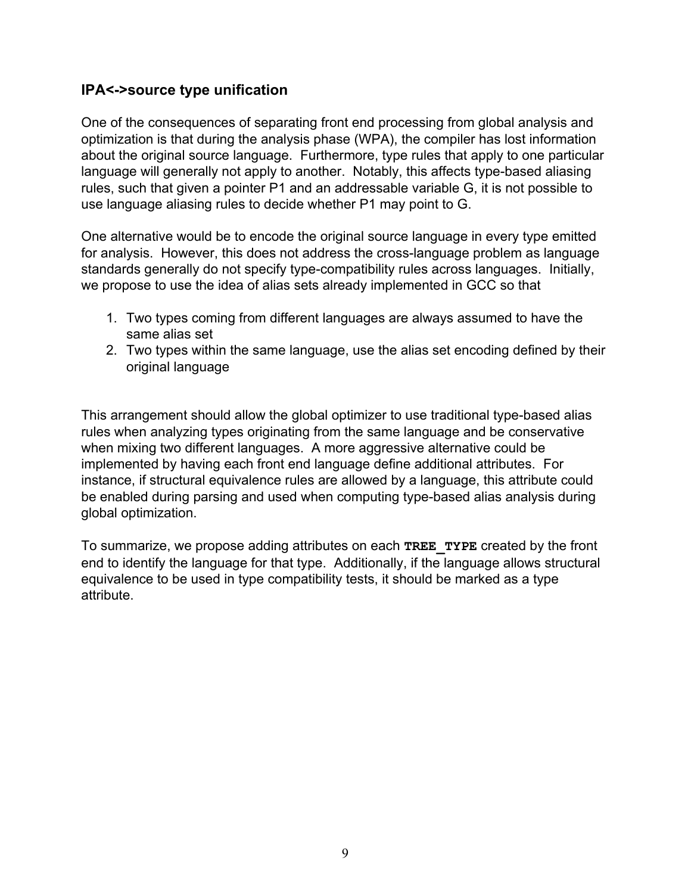## IPA<->source type unification

One of the consequences of separating front end processing from global analysis and optimization is that during the analysis phase (WPA), the compiler has lost information about the original source language. Furthermore, type rules that apply to one particular language will generally not apply to another. Notably, this affects type-based aliasing rules, such that given a pointer P1 and an addressable variable G, it is not possible to use language aliasing rules to decide whether P1 may point to G.

One alternative would be to encode the original source language in every type emitted for analysis. However, this does not address the cross-language problem as language standards generally do not specify type-compatibility rules across languages. Initially, we propose to use the idea of alias sets already implemented in GCC so that

1. Two types coming from different languages are always assumed to have the same alias set
2. Two types within the same language, use the alias set encoding defined by their original language

This arrangement should allow the global optimizer to use traditional type-based alias rules when analyzing types originating from the same language and be conservative when mixing two different languages. A more aggressive alternative could be implemented by having each front end language define additional attributes. For instance, if structural equivalence rules are allowed by a language, this attribute could be enabled during parsing and used when computing type-based alias analysis during global optimization.

To summarize, we propose adding attributes on each **`TREE_TYPE`** created by the front end to identify the language for that type. Additionally, if the language allows structural equivalence to be used in type compatibility tests, it should be marked as a type attribute.